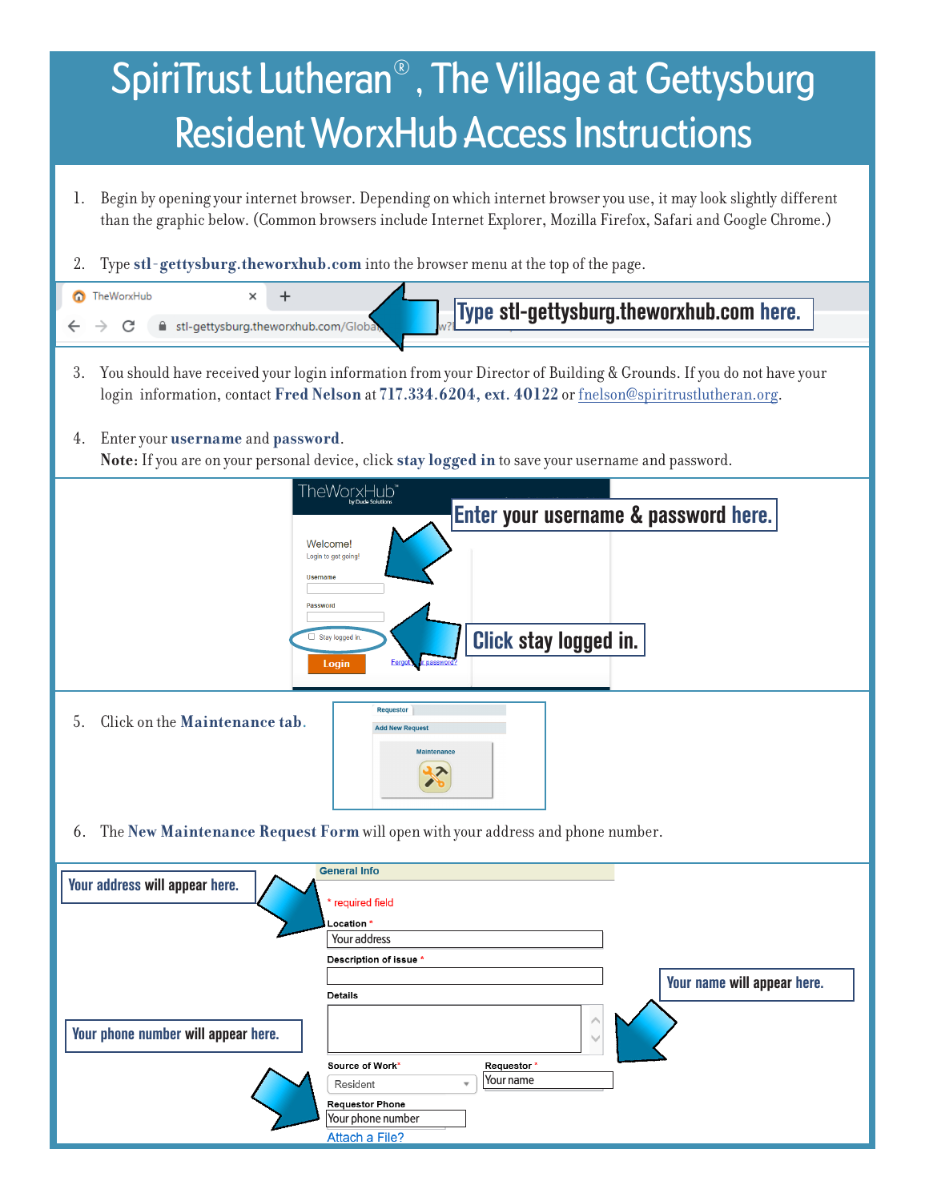# SpiriTrust Lutheran®, The Village at Gettysburg
# Resident WorxHub Access Instructions

1. Begin by opening your internet browser. Depending on which internet browser you use, it may look slightly different than the graphic below. (Common browsers include Internet Explorer, Mozilla Firefox, Safari and Google Chrome.)

2. Type **stl-gettysburg.theworxhub.com** into the browser menu at the top of the page.

   **Type stl-gettysburg.theworxhub.com here.**

3. You should have received your login information from your Director of Building & Grounds. If you do not have your login information, contact **Fred Nelson** at **717.334.6204, ext. 40122** or fnelson@spiritrustlutheran.org.

4. Enter your **username** and **password**.
   **Note:** If you are on your personal device, click **stay logged in** to save your username and password.

   **Enter your username & password here.**

   **Click stay logged in.**

5. Click on the **Maintenance tab**.

6. The **New Maintenance Request Form** will open with your address and phone number.

   **Your address will appear here.**

   **Your name will appear here.**

   **Your phone number will appear here.**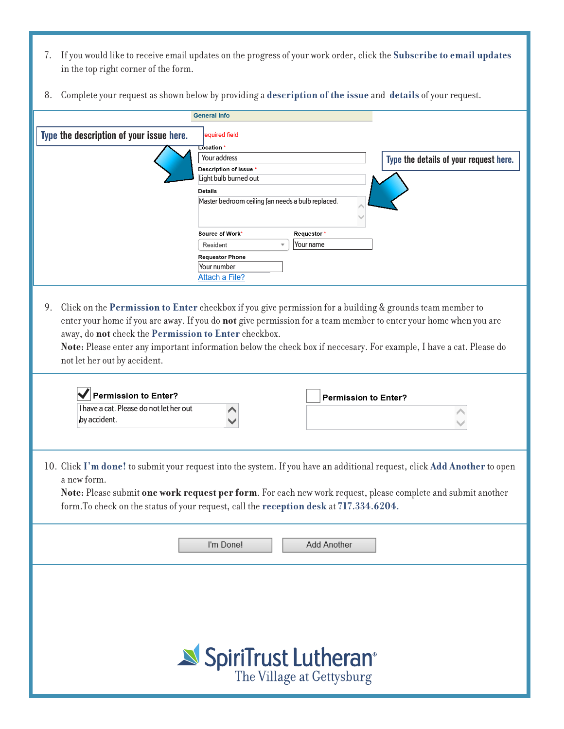7. If you would like to receive email updates on the progress of your work order, click the **Subscribe to email updates** in the top right corner of the form.

8. Complete your request as shown below by providing a **description of the issue** and **details** of your request.

**Type the description of your issue here.**

**Type the details of your request here.**

General Info

* required field

Location *

Your address

Description of issue *

Light bulb burned out

Details

Master bedroom ceiling fan needs a bulb replaced.

Source of Work*

Resident

Requestor *

Your name

Requestor Phone

Your number

Attach a File?

9. Click on the **Permission to Enter** checkbox if you give permission for a building & grounds team member to enter your home if you are away. If you do **not** give permission for a team member to enter your home when you are away, do **not** check the **Permission to Enter** checkbox.
   **Note:** Please enter any important information below the check box if neccesary. For example, I have a cat. Please do not let her out by accident.

☑ Permission to Enter?

I have a cat. Please do not let her out by accident.

☐ Permission to Enter?

10. Click **I'm done!** to submit your request into the system. If you have an additional request, click **Add Another** to open a new form.
    **Note:** Please submit **one work request per form**. For each new work request, please complete and submit another form.To check on the status of your request, call the **reception desk** at **717.334.6204**.

I'm Done! | Add Another

SpiriTrust Lutheran®
The Village at Gettysburg